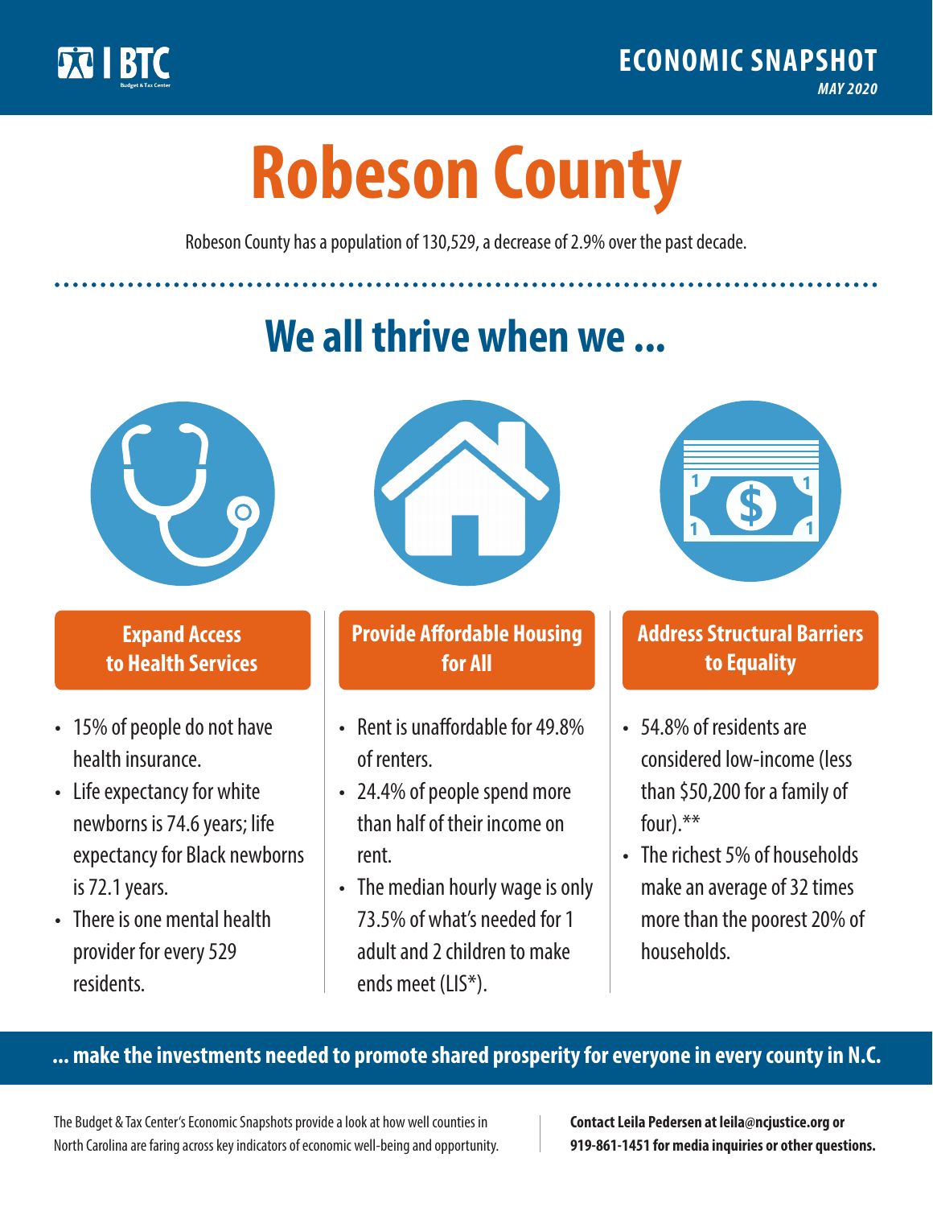BTC

**ECONOMIC SNAPSHOT**

*MAY 2020*

# Robeson County

Robeson County has a population of 130,529, a decrease of 2.9% over the past decade.

## We all thrive when we ...

### Expand Access to Health Services

- 15% of people do not have health insurance.
- Life expectancy for white newborns is 74.6 years; life expectancy for Black newborns is 72.1 years.
- There is one mental health provider for every 529 residents.

### Provide Affordable Housing for All

- Rent is unaffordable for 49.8% of renters.
- 24.4% of people spend more than half of their income on rent.
- The median hourly wage is only 73.5% of what's needed for 1 adult and 2 children to make ends meet (LIS*).

### Address Structural Barriers to Equality

- 54.8% of residents are considered low-income (less than $50,200 for a family of four).**
- The richest 5% of households make an average of 32 times more than the poorest 20% of households.

**... make the investments needed to promote shared prosperity for everyone in every county in N.C.**

The Budget & Tax Center's Economic Snapshots provide a look at how well counties in North Carolina are faring across key indicators of economic well-being and opportunity.

**Contact Leila Pedersen at leila@ncjustice.org or 919-861-1451 for media inquiries or other questions.**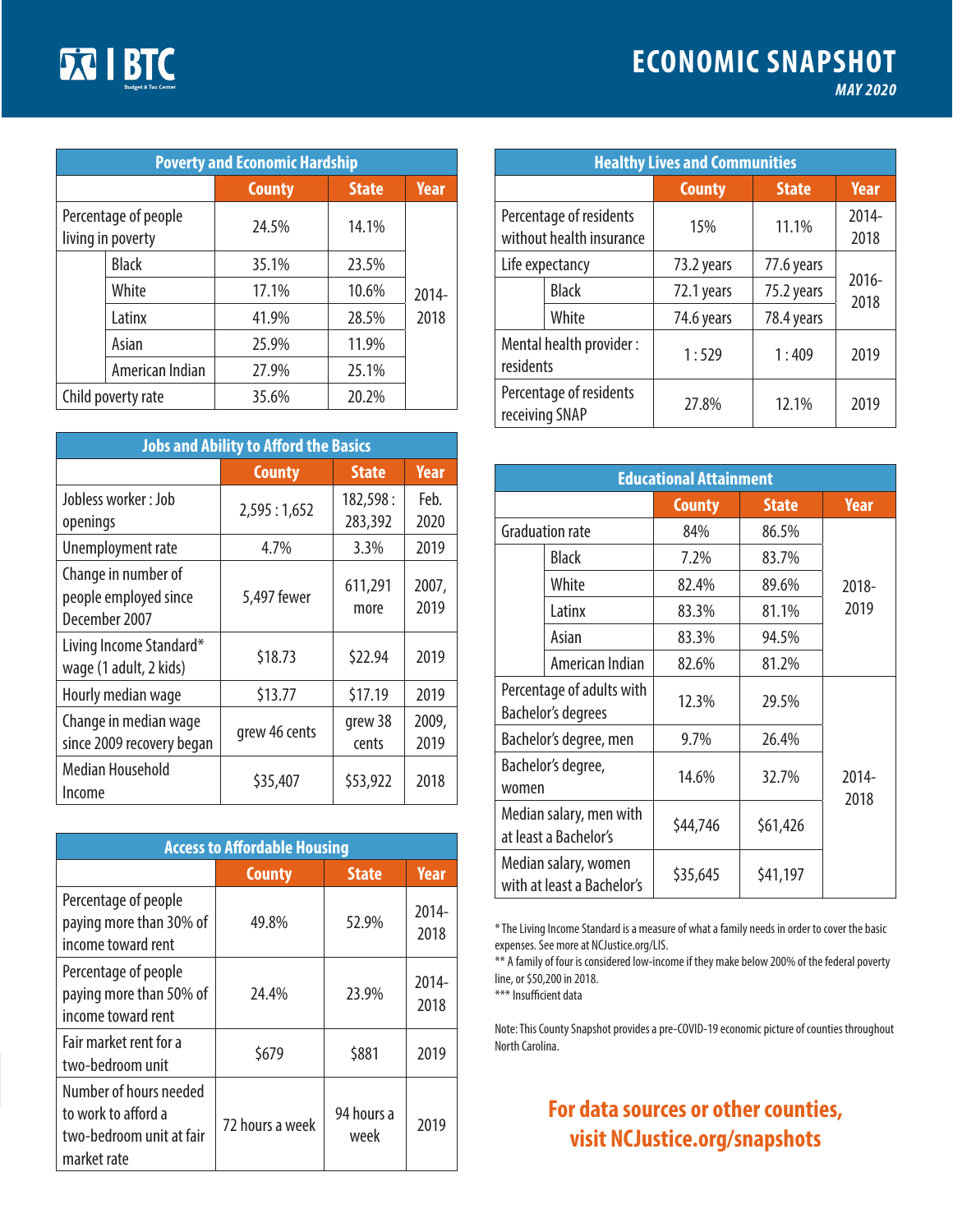BTC Budget & Tax Center

# ECONOMIC SNAPSHOT

*MAY 2020*

## Poverty and Economic Hardship

| | | County | State | Year |
|---|---|---|---|---|
| Percentage of people living in poverty | | 24.5% | 14.1% | 2014-2018 |
| | Black | 35.1% | 23.5% | |
| | White | 17.1% | 10.6% | |
| | Latinx | 41.9% | 28.5% | |
| | Asian | 25.9% | 11.9% | |
| | American Indian | 27.9% | 25.1% | |
| Child poverty rate | | 35.6% | 20.2% | |

## Jobs and Ability to Afford the Basics

| | County | State | Year |
|---|---|---|---|
| Jobless worker : Job openings | 2,595 : 1,652 | 182,598 : 283,392 | Feb. 2020 |
| Unemployment rate | 4.7% | 3.3% | 2019 |
| Change in number of people employed since December 2007 | 5,497 fewer | 611,291 more | 2007, 2019 |
| Living Income Standard* wage (1 adult, 2 kids) | $18.73 | $22.94 | 2019 |
| Hourly median wage | $13.77 | $17.19 | 2019 |
| Change in median wage since 2009 recovery began | grew 46 cents | grew 38 cents | 2009, 2019 |
| Median Household Income | $35,407 | $53,922 | 2018 |

## Access to Affordable Housing

| | County | State | Year |
|---|---|---|---|
| Percentage of people paying more than 30% of income toward rent | 49.8% | 52.9% | 2014-2018 |
| Percentage of people paying more than 50% of income toward rent | 24.4% | 23.9% | 2014-2018 |
| Fair market rent for a two-bedroom unit | $679 | $881 | 2019 |
| Number of hours needed to work to afford a two-bedroom unit at fair market rate | 72 hours a week | 94 hours a week | 2019 |

## Healthy Lives and Communities

| | | County | State | Year |
|---|---|---|---|---|
| Percentage of residents without health insurance | | 15% | 11.1% | 2014-2018 |
| Life expectancy | | 73.2 years | 77.6 years | 2016-2018 |
| | Black | 72.1 years | 75.2 years | |
| | White | 74.6 years | 78.4 years | |
| Mental health provider : residents | | 1 : 529 | 1 : 409 | 2019 |
| Percentage of residents receiving SNAP | | 27.8% | 12.1% | 2019 |

## Educational Attainment

| | | County | State | Year |
|---|---|---|---|---|
| Graduation rate | | 84% | 86.5% | 2018-2019 |
| | Black | 7.2% | 83.7% | |
| | White | 82.4% | 89.6% | |
| | Latinx | 83.3% | 81.1% | |
| | Asian | 83.3% | 94.5% | |
| | American Indian | 82.6% | 81.2% | |
| Percentage of adults with Bachelor's degrees | | 12.3% | 29.5% | 2014-2018 |
| Bachelor's degree, men | | 9.7% | 26.4% | |
| Bachelor's degree, women | | 14.6% | 32.7% | |
| Median salary, men with at least a Bachelor's | | $44,746 | $61,426 | |
| Median salary, women with at least a Bachelor's | | $35,645 | $41,197 | |

* The Living Income Standard is a measure of what a family needs in order to cover the basic expenses. See more at NCJustice.org/LIS.

** A family of four is considered low-income if they make below 200% of the federal poverty line, or $50,200 in 2018.

*** Insufficient data

Note: This County Snapshot provides a pre-COVID-19 economic picture of counties throughout North Carolina.

**For data sources or other counties, visit NCJustice.org/snapshots**